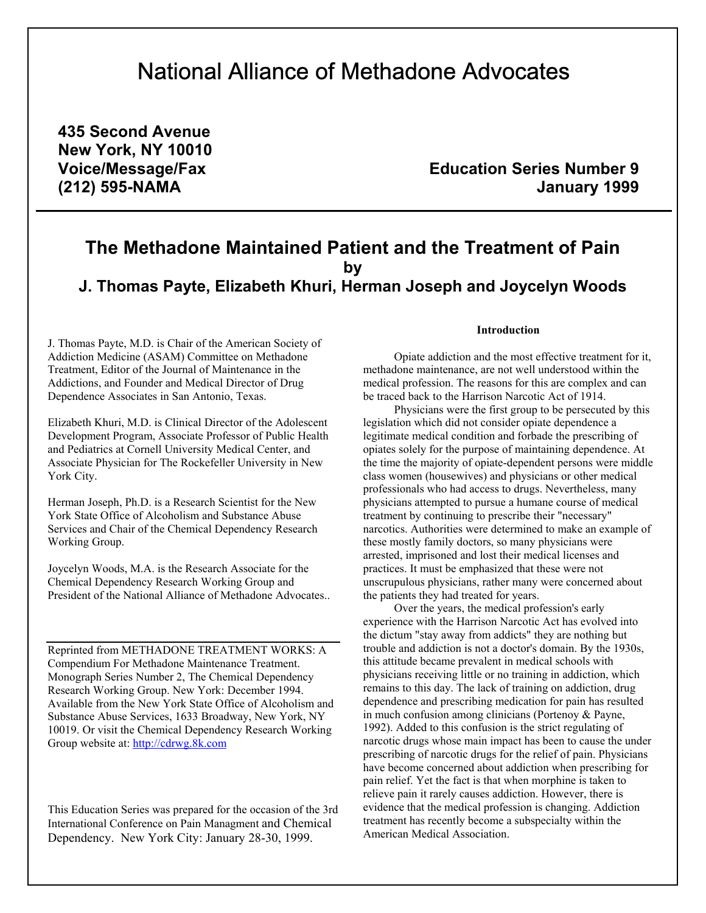# National Alliance of Methadone Advocates

**435 Second Avenue**
**New York, NY 10010**
**Voice/Message/Fax**
**(212) 595-NAMA**

**Education Series Number 9**
**January 1999**

## The Methadone Maintained Patient and the Treatment of Pain
**by**
**J. Thomas Payte, Elizabeth Khuri, Herman Joseph and Joycelyn Woods**

J. Thomas Payte, M.D. is Chair of the American Society of Addiction Medicine (ASAM) Committee on Methadone Treatment, Editor of the Journal of Maintenance in the Addictions, and Founder and Medical Director of Drug Dependence Associates in San Antonio, Texas.

Elizabeth Khuri, M.D. is Clinical Director of the Adolescent Development Program, Associate Professor of Public Health and Pediatrics at Cornell University Medical Center, and Associate Physician for The Rockefeller University in New York City.

Herman Joseph, Ph.D. is a Research Scientist for the New York State Office of Alcoholism and Substance Abuse Services and Chair of the Chemical Dependency Research Working Group.

Joycelyn Woods, M.A. is the Research Associate for the Chemical Dependency Research Working Group and President of the National Alliance of Methadone Advocates..

Reprinted from METHADONE TREATMENT WORKS: A Compendium For Methadone Maintenance Treatment. Monograph Series Number 2, The Chemical Dependency Research Working Group. New York: December 1994. Available from the New York State Office of Alcoholism and Substance Abuse Services, 1633 Broadway, New York, NY 10019. Or visit the Chemical Dependency Research Working Group website at: http://cdrwg.8k.com

This Education Series was prepared for the occasion of the 3rd International Conference on Pain Managment and Chemical Dependency. New York City: January 28-30, 1999.

### Introduction

Opiate addiction and the most effective treatment for it, methadone maintenance, are not well understood within the medical profession. The reasons for this are complex and can be traced back to the Harrison Narcotic Act of 1914.

Physicians were the first group to be persecuted by this legislation which did not consider opiate dependence a legitimate medical condition and forbade the prescribing of opiates solely for the purpose of maintaining dependence. At the time the majority of opiate-dependent persons were middle class women (housewives) and physicians or other medical professionals who had access to drugs. Nevertheless, many physicians attempted to pursue a humane course of medical treatment by continuing to prescribe their "necessary" narcotics. Authorities were determined to make an example of these mostly family doctors, so many physicians were arrested, imprisoned and lost their medical licenses and practices. It must be emphasized that these were not unscrupulous physicians, rather many were concerned about the patients they had treated for years.

Over the years, the medical profession's early experience with the Harrison Narcotic Act has evolved into the dictum "stay away from addicts" they are nothing but trouble and addiction is not a doctor's domain. By the 1930s, this attitude became prevalent in medical schools with physicians receiving little or no training in addiction, which remains to this day. The lack of training on addiction, drug dependence and prescribing medication for pain has resulted in much confusion among clinicians (Portenoy & Payne, 1992). Added to this confusion is the strict regulating of narcotic drugs whose main impact has been to cause the under prescribing of narcotic drugs for the relief of pain. Physicians have become concerned about addiction when prescribing for pain relief. Yet the fact is that when morphine is taken to relieve pain it rarely causes addiction. However, there is evidence that the medical profession is changing. Addiction treatment has recently become a subspecialty within the American Medical Association.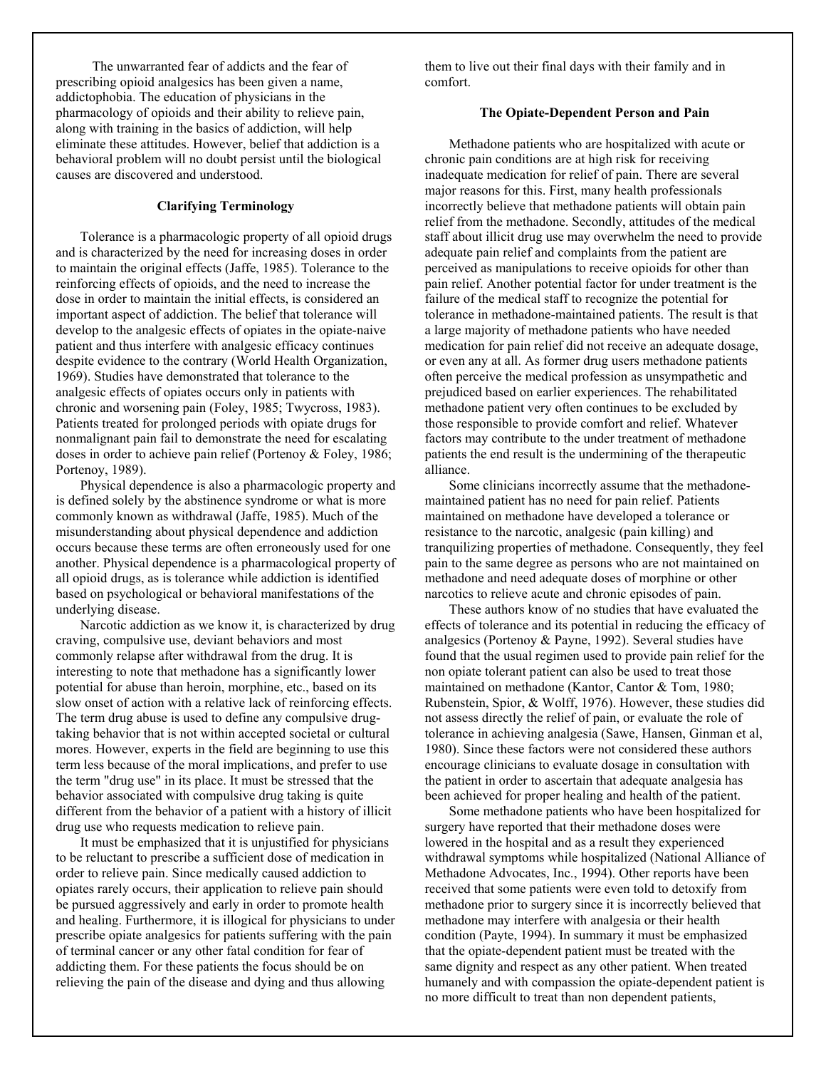The unwarranted fear of addicts and the fear of prescribing opioid analgesics has been given a name, addictophobia. The education of physicians in the pharmacology of opioids and their ability to relieve pain, along with training in the basics of addiction, will help eliminate these attitudes. However, belief that addiction is a behavioral problem will no doubt persist until the biological causes are discovered and understood.

### Clarifying Terminology

Tolerance is a pharmacologic property of all opioid drugs and is characterized by the need for increasing doses in order to maintain the original effects (Jaffe, 1985). Tolerance to the reinforcing effects of opioids, and the need to increase the dose in order to maintain the initial effects, is considered an important aspect of addiction. The belief that tolerance will develop to the analgesic effects of opiates in the opiate-naive patient and thus interfere with analgesic efficacy continues despite evidence to the contrary (World Health Organization, 1969). Studies have demonstrated that tolerance to the analgesic effects of opiates occurs only in patients with chronic and worsening pain (Foley, 1985; Twycross, 1983). Patients treated for prolonged periods with opiate drugs for nonmalignant pain fail to demonstrate the need for escalating doses in order to achieve pain relief (Portenoy & Foley, 1986; Portenoy, 1989).

Physical dependence is also a pharmacologic property and is defined solely by the abstinence syndrome or what is more commonly known as withdrawal (Jaffe, 1985). Much of the misunderstanding about physical dependence and addiction occurs because these terms are often erroneously used for one another. Physical dependence is a pharmacological property of all opioid drugs, as is tolerance while addiction is identified based on psychological or behavioral manifestations of the underlying disease.

Narcotic addiction as we know it, is characterized by drug craving, compulsive use, deviant behaviors and most commonly relapse after withdrawal from the drug. It is interesting to note that methadone has a significantly lower potential for abuse than heroin, morphine, etc., based on its slow onset of action with a relative lack of reinforcing effects. The term drug abuse is used to define any compulsive drug-taking behavior that is not within accepted societal or cultural mores. However, experts in the field are beginning to use this term less because of the moral implications, and prefer to use the term "drug use" in its place. It must be stressed that the behavior associated with compulsive drug taking is quite different from the behavior of a patient with a history of illicit drug use who requests medication to relieve pain.

It must be emphasized that it is unjustified for physicians to be reluctant to prescribe a sufficient dose of medication in order to relieve pain. Since medically caused addiction to opiates rarely occurs, their application to relieve pain should be pursued aggressively and early in order to promote health and healing. Furthermore, it is illogical for physicians to under prescribe opiate analgesics for patients suffering with the pain of terminal cancer or any other fatal condition for fear of addicting them. For these patients the focus should be on relieving the pain of the disease and dying and thus allowing them to live out their final days with their family and in comfort.

### The Opiate-Dependent Person and Pain

Methadone patients who are hospitalized with acute or chronic pain conditions are at high risk for receiving inadequate medication for relief of pain. There are several major reasons for this. First, many health professionals incorrectly believe that methadone patients will obtain pain relief from the methadone. Secondly, attitudes of the medical staff about illicit drug use may overwhelm the need to provide adequate pain relief and complaints from the patient are perceived as manipulations to receive opioids for other than pain relief. Another potential factor for under treatment is the failure of the medical staff to recognize the potential for tolerance in methadone-maintained patients. The result is that a large majority of methadone patients who have needed medication for pain relief did not receive an adequate dosage, or even any at all. As former drug users methadone patients often perceive the medical profession as unsympathetic and prejudiced based on earlier experiences. The rehabilitated methadone patient very often continues to be excluded by those responsible to provide comfort and relief. Whatever factors may contribute to the under treatment of methadone patients the end result is the undermining of the therapeutic alliance.

Some clinicians incorrectly assume that the methadone-maintained patient has no need for pain relief. Patients maintained on methadone have developed a tolerance or resistance to the narcotic, analgesic (pain killing) and tranquilizing properties of methadone. Consequently, they feel pain to the same degree as persons who are not maintained on methadone and need adequate doses of morphine or other narcotics to relieve acute and chronic episodes of pain.

These authors know of no studies that have evaluated the effects of tolerance and its potential in reducing the efficacy of analgesics (Portenoy & Payne, 1992). Several studies have found that the usual regimen used to provide pain relief for the non opiate tolerant patient can also be used to treat those maintained on methadone (Kantor, Cantor & Tom, 1980; Rubenstein, Spior, & Wolff, 1976). However, these studies did not assess directly the relief of pain, or evaluate the role of tolerance in achieving analgesia (Sawe, Hansen, Ginman et al, 1980). Since these factors were not considered these authors encourage clinicians to evaluate dosage in consultation with the patient in order to ascertain that adequate analgesia has been achieved for proper healing and health of the patient.

Some methadone patients who have been hospitalized for surgery have reported that their methadone doses were lowered in the hospital and as a result they experienced withdrawal symptoms while hospitalized (National Alliance of Methadone Advocates, Inc., 1994). Other reports have been received that some patients were even told to detoxify from methadone prior to surgery since it is incorrectly believed that methadone may interfere with analgesia or their health condition (Payte, 1994). In summary it must be emphasized that the opiate-dependent patient must be treated with the same dignity and respect as any other patient. When treated humanely and with compassion the opiate-dependent patient is no more difficult to treat than non dependent patients,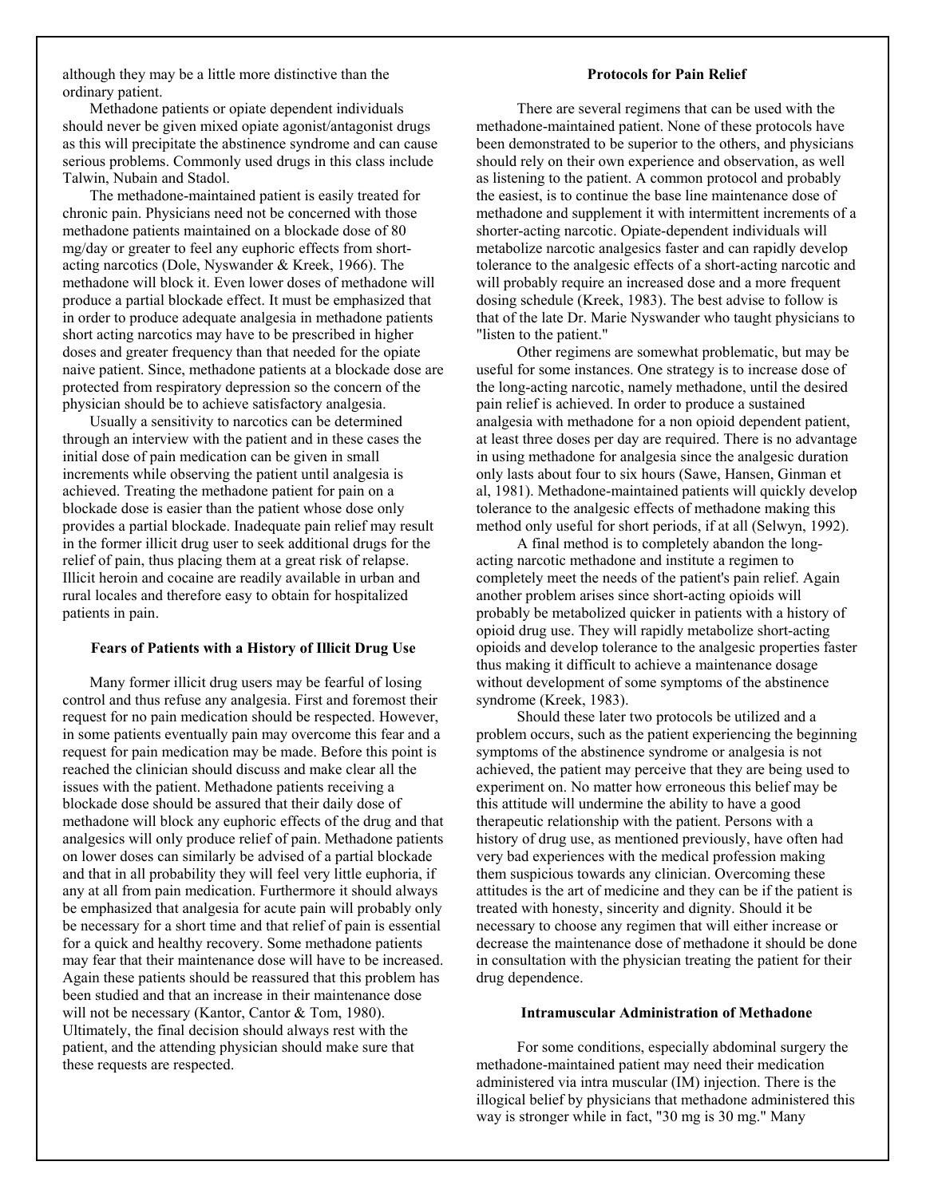although they may be a little more distinctive than the ordinary patient.

Methadone patients or opiate dependent individuals should never be given mixed opiate agonist/antagonist drugs as this will precipitate the abstinence syndrome and can cause serious problems. Commonly used drugs in this class include Talwin, Nubain and Stadol.

The methadone-maintained patient is easily treated for chronic pain. Physicians need not be concerned with those methadone patients maintained on a blockade dose of 80 mg/day or greater to feel any euphoric effects from short-acting narcotics (Dole, Nyswander & Kreek, 1966). The methadone will block it. Even lower doses of methadone will produce a partial blockade effect. It must be emphasized that in order to produce adequate analgesia in methadone patients short acting narcotics may have to be prescribed in higher doses and greater frequency than that needed for the opiate naive patient. Since, methadone patients at a blockade dose are protected from respiratory depression so the concern of the physician should be to achieve satisfactory analgesia.

Usually a sensitivity to narcotics can be determined through an interview with the patient and in these cases the initial dose of pain medication can be given in small increments while observing the patient until analgesia is achieved. Treating the methadone patient for pain on a blockade dose is easier than the patient whose dose only provides a partial blockade. Inadequate pain relief may result in the former illicit drug user to seek additional drugs for the relief of pain, thus placing them at a great risk of relapse. Illicit heroin and cocaine are readily available in urban and rural locales and therefore easy to obtain for hospitalized patients in pain.

### Fears of Patients with a History of Illicit Drug Use

Many former illicit drug users may be fearful of losing control and thus refuse any analgesia. First and foremost their request for no pain medication should be respected. However, in some patients eventually pain may overcome this fear and a request for pain medication may be made. Before this point is reached the clinician should discuss and make clear all the issues with the patient. Methadone patients receiving a blockade dose should be assured that their daily dose of methadone will block any euphoric effects of the drug and that analgesics will only produce relief of pain. Methadone patients on lower doses can similarly be advised of a partial blockade and that in all probability they will feel very little euphoria, if any at all from pain medication. Furthermore it should always be emphasized that analgesia for acute pain will probably only be necessary for a short time and that relief of pain is essential for a quick and healthy recovery. Some methadone patients may fear that their maintenance dose will have to be increased. Again these patients should be reassured that this problem has been studied and that an increase in their maintenance dose will not be necessary (Kantor, Cantor & Tom, 1980). Ultimately, the final decision should always rest with the patient, and the attending physician should make sure that these requests are respected.

### Protocols for Pain Relief

There are several regimens that can be used with the methadone-maintained patient. None of these protocols have been demonstrated to be superior to the others, and physicians should rely on their own experience and observation, as well as listening to the patient. A common protocol and probably the easiest, is to continue the base line maintenance dose of methadone and supplement it with intermittent increments of a shorter-acting narcotic. Opiate-dependent individuals will metabolize narcotic analgesics faster and can rapidly develop tolerance to the analgesic effects of a short-acting narcotic and will probably require an increased dose and a more frequent dosing schedule (Kreek, 1983). The best advise to follow is that of the late Dr. Marie Nyswander who taught physicians to "listen to the patient."

Other regimens are somewhat problematic, but may be useful for some instances. One strategy is to increase dose of the long-acting narcotic, namely methadone, until the desired pain relief is achieved. In order to produce a sustained analgesia with methadone for a non opioid dependent patient, at least three doses per day are required. There is no advantage in using methadone for analgesia since the analgesic duration only lasts about four to six hours (Sawe, Hansen, Ginman et al, 1981). Methadone-maintained patients will quickly develop tolerance to the analgesic effects of methadone making this method only useful for short periods, if at all (Selwyn, 1992).

A final method is to completely abandon the long-acting narcotic methadone and institute a regimen to completely meet the needs of the patient's pain relief. Again another problem arises since short-acting opioids will probably be metabolized quicker in patients with a history of opioid drug use. They will rapidly metabolize short-acting opioids and develop tolerance to the analgesic properties faster thus making it difficult to achieve a maintenance dosage without development of some symptoms of the abstinence syndrome (Kreek, 1983).

Should these later two protocols be utilized and a problem occurs, such as the patient experiencing the beginning symptoms of the abstinence syndrome or analgesia is not achieved, the patient may perceive that they are being used to experiment on. No matter how erroneous this belief may be this attitude will undermine the ability to have a good therapeutic relationship with the patient. Persons with a history of drug use, as mentioned previously, have often had very bad experiences with the medical profession making them suspicious towards any clinician. Overcoming these attitudes is the art of medicine and they can be if the patient is treated with honesty, sincerity and dignity. Should it be necessary to choose any regimen that will either increase or decrease the maintenance dose of methadone it should be done in consultation with the physician treating the patient for their drug dependence.

### Intramuscular Administration of Methadone

For some conditions, especially abdominal surgery the methadone-maintained patient may need their medication administered via intra muscular (IM) injection. There is the illogical belief by physicians that methadone administered this way is stronger while in fact, "30 mg is 30 mg." Many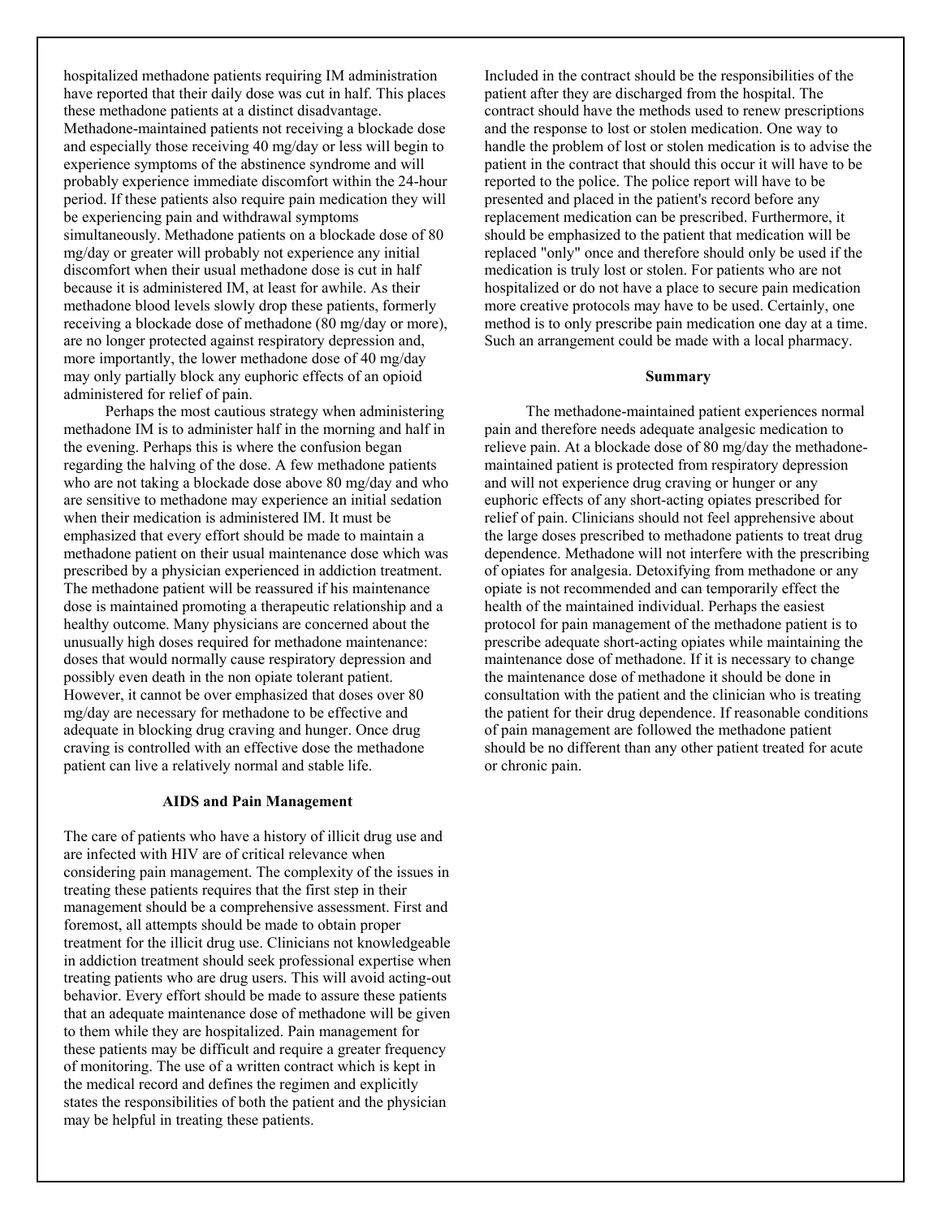hospitalized methadone patients requiring IM administration have reported that their daily dose was cut in half. This places these methadone patients at a distinct disadvantage. Methadone-maintained patients not receiving a blockade dose and especially those receiving 40 mg/day or less will begin to experience symptoms of the abstinence syndrome and will probably experience immediate discomfort within the 24-hour period. If these patients also require pain medication they will be experiencing pain and withdrawal symptoms simultaneously. Methadone patients on a blockade dose of 80 mg/day or greater will probably not experience any initial discomfort when their usual methadone dose is cut in half because it is administered IM, at least for awhile. As their methadone blood levels slowly drop these patients, formerly receiving a blockade dose of methadone (80 mg/day or more), are no longer protected against respiratory depression and, more importantly, the lower methadone dose of 40 mg/day may only partially block any euphoric effects of an opioid administered for relief of pain.

Perhaps the most cautious strategy when administering methadone IM is to administer half in the morning and half in the evening. Perhaps this is where the confusion began regarding the halving of the dose. A few methadone patients who are not taking a blockade dose above 80 mg/day and who are sensitive to methadone may experience an initial sedation when their medication is administered IM. It must be emphasized that every effort should be made to maintain a methadone patient on their usual maintenance dose which was prescribed by a physician experienced in addiction treatment. The methadone patient will be reassured if his maintenance dose is maintained promoting a therapeutic relationship and a healthy outcome. Many physicians are concerned about the unusually high doses required for methadone maintenance: doses that would normally cause respiratory depression and possibly even death in the non opiate tolerant patient. However, it cannot be over emphasized that doses over 80 mg/day are necessary for methadone to be effective and adequate in blocking drug craving and hunger. Once drug craving is controlled with an effective dose the methadone patient can live a relatively normal and stable life.

## AIDS and Pain Management

The care of patients who have a history of illicit drug use and are infected with HIV are of critical relevance when considering pain management. The complexity of the issues in treating these patients requires that the first step in their management should be a comprehensive assessment. First and foremost, all attempts should be made to obtain proper treatment for the illicit drug use. Clinicians not knowledgeable in addiction treatment should seek professional expertise when treating patients who are drug users. This will avoid acting-out behavior. Every effort should be made to assure these patients that an adequate maintenance dose of methadone will be given to them while they are hospitalized. Pain management for these patients may be difficult and require a greater frequency of monitoring. The use of a written contract which is kept in the medical record and defines the regimen and explicitly states the responsibilities of both the patient and the physician may be helpful in treating these patients.

Included in the contract should be the responsibilities of the patient after they are discharged from the hospital. The contract should have the methods used to renew prescriptions and the response to lost or stolen medication. One way to handle the problem of lost or stolen medication is to advise the patient in the contract that should this occur it will have to be reported to the police. The police report will have to be presented and placed in the patient's record before any replacement medication can be prescribed. Furthermore, it should be emphasized to the patient that medication will be replaced "only" once and therefore should only be used if the medication is truly lost or stolen. For patients who are not hospitalized or do not have a place to secure pain medication more creative protocols may have to be used. Certainly, one method is to only prescribe pain medication one day at a time. Such an arrangement could be made with a local pharmacy.

## Summary

The methadone-maintained patient experiences normal pain and therefore needs adequate analgesic medication to relieve pain. At a blockade dose of 80 mg/day the methadone-maintained patient is protected from respiratory depression and will not experience drug craving or hunger or any euphoric effects of any short-acting opiates prescribed for relief of pain. Clinicians should not feel apprehensive about the large doses prescribed to methadone patients to treat drug dependence. Methadone will not interfere with the prescribing of opiates for analgesia. Detoxifying from methadone or any opiate is not recommended and can temporarily effect the health of the maintained individual. Perhaps the easiest protocol for pain management of the methadone patient is to prescribe adequate short-acting opiates while maintaining the maintenance dose of methadone. If it is necessary to change the maintenance dose of methadone it should be done in consultation with the patient and the clinician who is treating the patient for their drug dependence. If reasonable conditions of pain management are followed the methadone patient should be no different than any other patient treated for acute or chronic pain.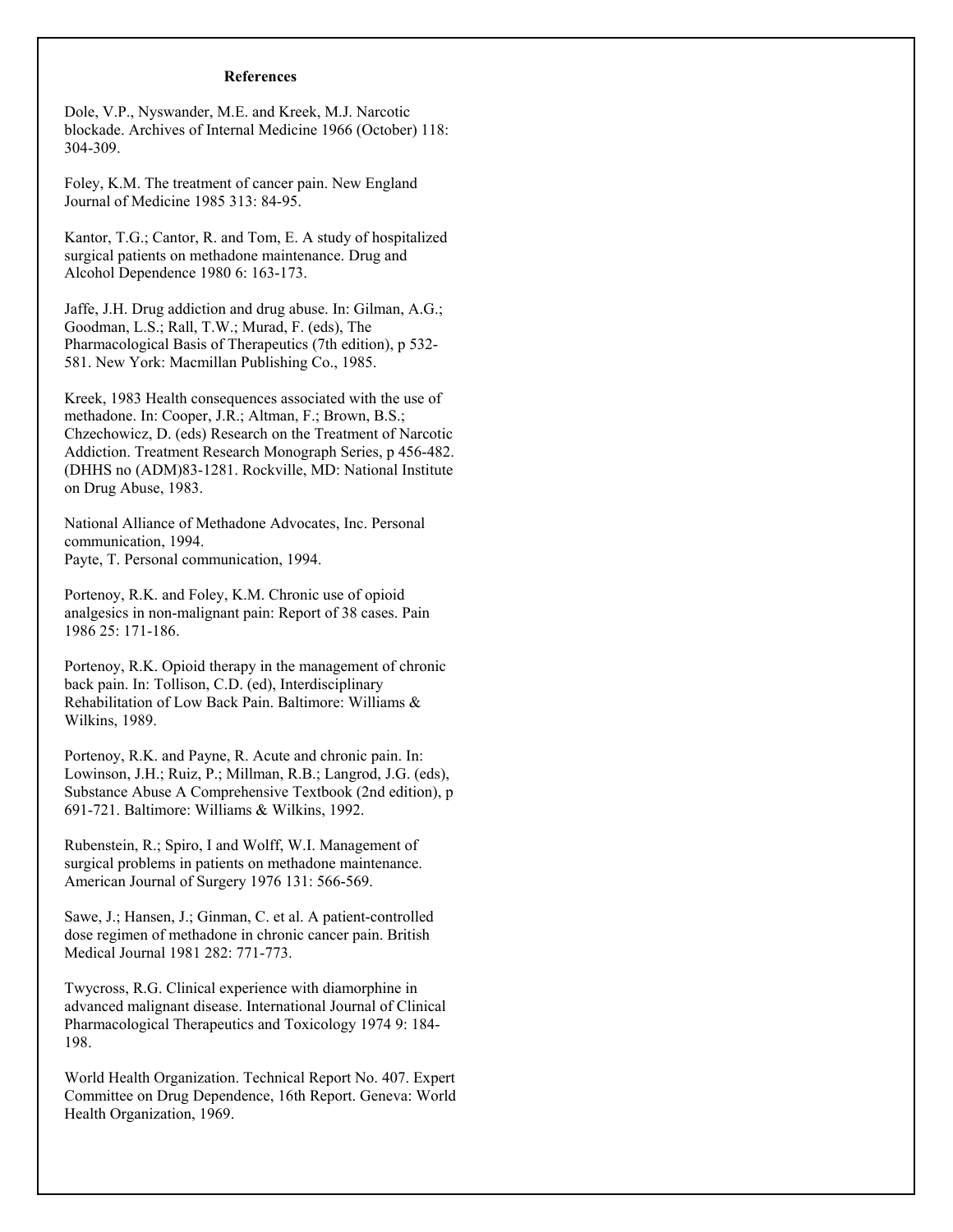## References

Dole, V.P., Nyswander, M.E. and Kreek, M.J. Narcotic blockade. Archives of Internal Medicine 1966 (October) 118: 304-309.

Foley, K.M. The treatment of cancer pain. New England Journal of Medicine 1985 313: 84-95.

Kantor, T.G.; Cantor, R. and Tom, E. A study of hospitalized surgical patients on methadone maintenance. Drug and Alcohol Dependence 1980 6: 163-173.

Jaffe, J.H. Drug addiction and drug abuse. In: Gilman, A.G.; Goodman, L.S.; Rall, T.W.; Murad, F. (eds), The Pharmacological Basis of Therapeutics (7th edition), p 532-581. New York: Macmillan Publishing Co., 1985.

Kreek, 1983 Health consequences associated with the use of methadone. In: Cooper, J.R.; Altman, F.; Brown, B.S.; Chzechowicz, D. (eds) Research on the Treatment of Narcotic Addiction. Treatment Research Monograph Series, p 456-482. (DHHS no (ADM)83-1281. Rockville, MD: National Institute on Drug Abuse, 1983.

National Alliance of Methadone Advocates, Inc. Personal communication, 1994.
Payte, T. Personal communication, 1994.

Portenoy, R.K. and Foley, K.M. Chronic use of opioid analgesics in non-malignant pain: Report of 38 cases. Pain 1986 25: 171-186.

Portenoy, R.K. Opioid therapy in the management of chronic back pain. In: Tollison, C.D. (ed), Interdisciplinary Rehabilitation of Low Back Pain. Baltimore: Williams & Wilkins, 1989.

Portenoy, R.K. and Payne, R. Acute and chronic pain. In: Lowinson, J.H.; Ruiz, P.; Millman, R.B.; Langrod, J.G. (eds), Substance Abuse A Comprehensive Textbook (2nd edition), p 691-721. Baltimore: Williams & Wilkins, 1992.

Rubenstein, R.; Spiro, I and Wolff, W.I. Management of surgical problems in patients on methadone maintenance. American Journal of Surgery 1976 131: 566-569.

Sawe, J.; Hansen, J.; Ginman, C. et al. A patient-controlled dose regimen of methadone in chronic cancer pain. British Medical Journal 1981 282: 771-773.

Twycross, R.G. Clinical experience with diamorphine in advanced malignant disease. International Journal of Clinical Pharmacological Therapeutics and Toxicology 1974 9: 184-198.

World Health Organization. Technical Report No. 407. Expert Committee on Drug Dependence, 16th Report. Geneva: World Health Organization, 1969.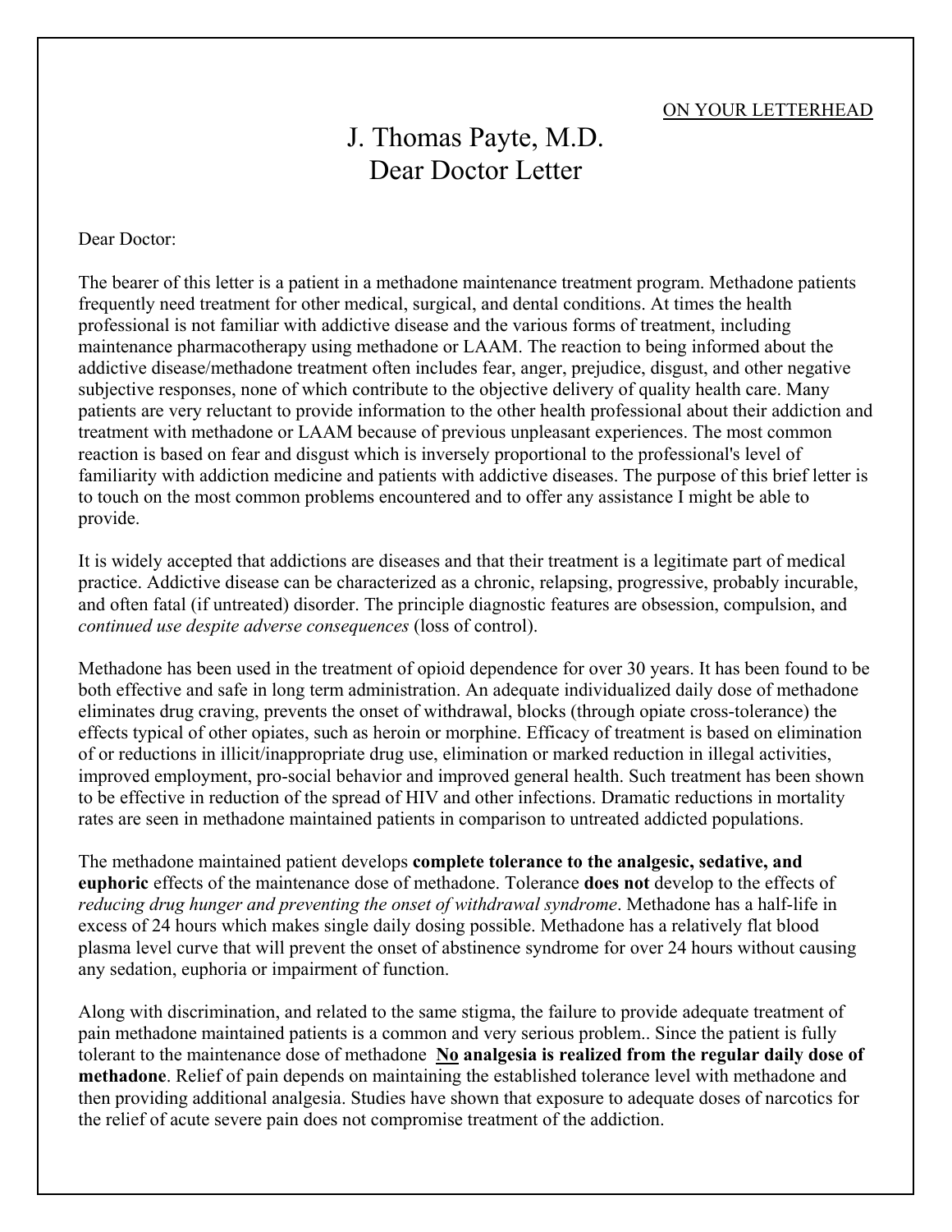ON YOUR LETTERHEAD

# J. Thomas Payte, M.D.
# Dear Doctor Letter

Dear Doctor:

The bearer of this letter is a patient in a methadone maintenance treatment program. Methadone patients frequently need treatment for other medical, surgical, and dental conditions. At times the health professional is not familiar with addictive disease and the various forms of treatment, including maintenance pharmacotherapy using methadone or LAAM. The reaction to being informed about the addictive disease/methadone treatment often includes fear, anger, prejudice, disgust, and other negative subjective responses, none of which contribute to the objective delivery of quality health care. Many patients are very reluctant to provide information to the other health professional about their addiction and treatment with methadone or LAAM because of previous unpleasant experiences. The most common reaction is based on fear and disgust which is inversely proportional to the professional's level of familiarity with addiction medicine and patients with addictive diseases. The purpose of this brief letter is to touch on the most common problems encountered and to offer any assistance I might be able to provide.

It is widely accepted that addictions are diseases and that their treatment is a legitimate part of medical practice. Addictive disease can be characterized as a chronic, relapsing, progressive, probably incurable, and often fatal (if untreated) disorder. The principle diagnostic features are obsession, compulsion, and *continued use despite adverse consequences* (loss of control).

Methadone has been used in the treatment of opioid dependence for over 30 years. It has been found to be both effective and safe in long term administration. An adequate individualized daily dose of methadone eliminates drug craving, prevents the onset of withdrawal, blocks (through opiate cross-tolerance) the effects typical of other opiates, such as heroin or morphine. Efficacy of treatment is based on elimination of or reductions in illicit/inappropriate drug use, elimination or marked reduction in illegal activities, improved employment, pro-social behavior and improved general health. Such treatment has been shown to be effective in reduction of the spread of HIV and other infections. Dramatic reductions in mortality rates are seen in methadone maintained patients in comparison to untreated addicted populations.

The methadone maintained patient develops **complete tolerance to the analgesic, sedative, and euphoric** effects of the maintenance dose of methadone. Tolerance **does not** develop to the effects of *reducing drug hunger and preventing the onset of withdrawal syndrome*. Methadone has a half-life in excess of 24 hours which makes single daily dosing possible. Methadone has a relatively flat blood plasma level curve that will prevent the onset of abstinence syndrome for over 24 hours without causing any sedation, euphoria or impairment of function.

Along with discrimination, and related to the same stigma, the failure to provide adequate treatment of pain methadone maintained patients is a common and very serious problem.. Since the patient is fully tolerant to the maintenance dose of methadone <u>**No**</u> **analgesia is realized from the regular daily dose of methadone**. Relief of pain depends on maintaining the established tolerance level with methadone and then providing additional analgesia. Studies have shown that exposure to adequate doses of narcotics for the relief of acute severe pain does not compromise treatment of the addiction.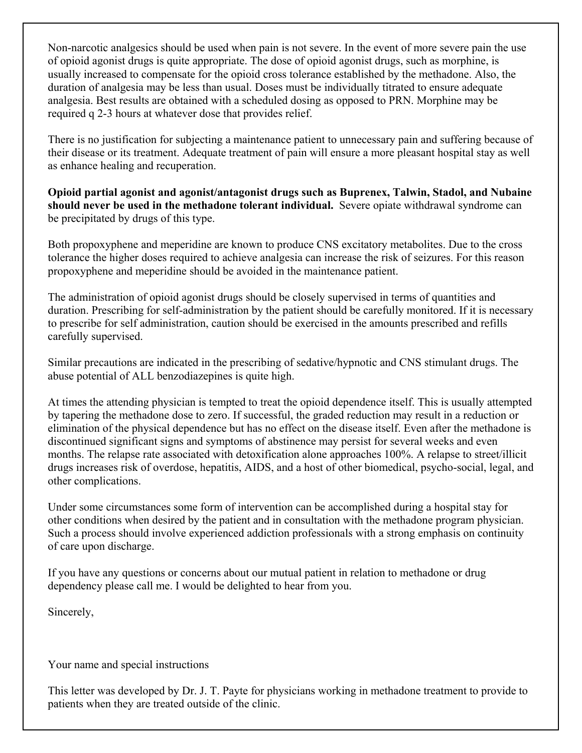Non-narcotic analgesics should be used when pain is not severe. In the event of more severe pain the use of opioid agonist drugs is quite appropriate. The dose of opioid agonist drugs, such as morphine, is usually increased to compensate for the opioid cross tolerance established by the methadone. Also, the duration of analgesia may be less than usual. Doses must be individually titrated to ensure adequate analgesia. Best results are obtained with a scheduled dosing as opposed to PRN. Morphine may be required q 2-3 hours at whatever dose that provides relief.

There is no justification for subjecting a maintenance patient to unnecessary pain and suffering because of their disease or its treatment. Adequate treatment of pain will ensure a more pleasant hospital stay as well as enhance healing and recuperation.

**Opioid partial agonist and agonist/antagonist drugs such as Buprenex, Talwin, Stadol, and Nubaine should never be used in the methadone tolerant individual.** Severe opiate withdrawal syndrome can be precipitated by drugs of this type.

Both propoxyphene and meperidine are known to produce CNS excitatory metabolites. Due to the cross tolerance the higher doses required to achieve analgesia can increase the risk of seizures. For this reason propoxyphene and meperidine should be avoided in the maintenance patient.

The administration of opioid agonist drugs should be closely supervised in terms of quantities and duration. Prescribing for self-administration by the patient should be carefully monitored. If it is necessary to prescribe for self administration, caution should be exercised in the amounts prescribed and refills carefully supervised.

Similar precautions are indicated in the prescribing of sedative/hypnotic and CNS stimulant drugs. The abuse potential of ALL benzodiazepines is quite high.

At times the attending physician is tempted to treat the opioid dependence itself. This is usually attempted by tapering the methadone dose to zero. If successful, the graded reduction may result in a reduction or elimination of the physical dependence but has no effect on the disease itself. Even after the methadone is discontinued significant signs and symptoms of abstinence may persist for several weeks and even months. The relapse rate associated with detoxification alone approaches 100%. A relapse to street/illicit drugs increases risk of overdose, hepatitis, AIDS, and a host of other biomedical, psycho-social, legal, and other complications.

Under some circumstances some form of intervention can be accomplished during a hospital stay for other conditions when desired by the patient and in consultation with the methadone program physician. Such a process should involve experienced addiction professionals with a strong emphasis on continuity of care upon discharge.

If you have any questions or concerns about our mutual patient in relation to methadone or drug dependency please call me. I would be delighted to hear from you.

Sincerely,

Your name and special instructions

This letter was developed by Dr. J. T. Payte for physicians working in methadone treatment to provide to patients when they are treated outside of the clinic.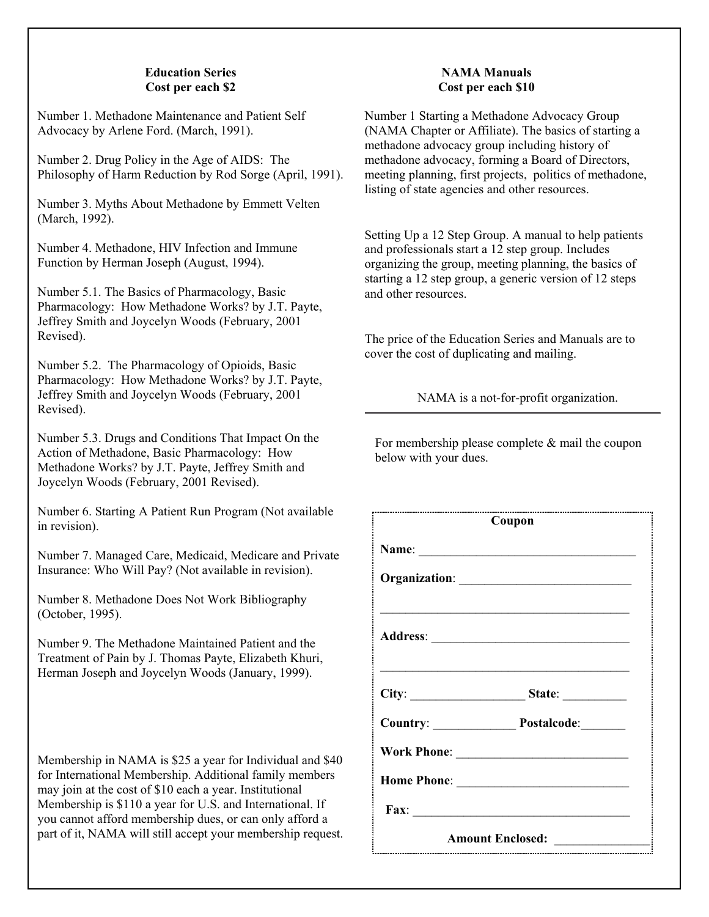**Education Series**
**Cost per each $2**

Number 1. Methadone Maintenance and Patient Self Advocacy by Arlene Ford. (March, 1991).

Number 2. Drug Policy in the Age of AIDS: The Philosophy of Harm Reduction by Rod Sorge (April, 1991).

Number 3. Myths About Methadone by Emmett Velten (March, 1992).

Number 4. Methadone, HIV Infection and Immune Function by Herman Joseph (August, 1994).

Number 5.1. The Basics of Pharmacology, Basic Pharmacology: How Methadone Works? by J.T. Payte, Jeffrey Smith and Joycelyn Woods (February, 2001 Revised).

Number 5.2. The Pharmacology of Opioids, Basic Pharmacology: How Methadone Works? by J.T. Payte, Jeffrey Smith and Joycelyn Woods (February, 2001 Revised).

Number 5.3. Drugs and Conditions That Impact On the Action of Methadone, Basic Pharmacology: How Methadone Works? by J.T. Payte, Jeffrey Smith and Joycelyn Woods (February, 2001 Revised).

Number 6. Starting A Patient Run Program (Not available in revision).

Number 7. Managed Care, Medicaid, Medicare and Private Insurance: Who Will Pay? (Not available in revision).

Number 8. Methadone Does Not Work Bibliography (October, 1995).

Number 9. The Methadone Maintained Patient and the Treatment of Pain by J. Thomas Payte, Elizabeth Khuri, Herman Joseph and Joycelyn Woods (January, 1999).

Membership in NAMA is $25 a year for Individual and $40 for International Membership. Additional family members may join at the cost of $10 each a year. Institutional Membership is $110 a year for U.S. and International. If you cannot afford membership dues, or can only afford a part of it, NAMA will still accept your membership request.

**NAMA Manuals**
**Cost per each $10**

Number 1 Starting a Methadone Advocacy Group (NAMA Chapter or Affiliate). The basics of starting a methadone advocacy group including history of methadone advocacy, forming a Board of Directors, meeting planning, first projects, politics of methadone, listing of state agencies and other resources.

Setting Up a 12 Step Group. A manual to help patients and professionals start a 12 step group. Includes organizing the group, meeting planning, the basics of starting a 12 step group, a generic version of 12 steps and other resources.

The price of the Education Series and Manuals are to cover the cost of duplicating and mailing.

NAMA is a not-for-profit organization.

---

For membership please complete & mail the coupon below with your dues.

**Coupon**

**Name**: ___________________________________

**Organization**: ____________________________

_____________________________________________

**Address**: ________________________________

_____________________________________________

**City**: __________________ **State**: __________

**Country**: _____________ **Postalcode**:_______

**Work Phone**: ____________________________

**Home Phone**: ____________________________

**Fax**: ___________________________________

**Amount Enclosed**: _______________